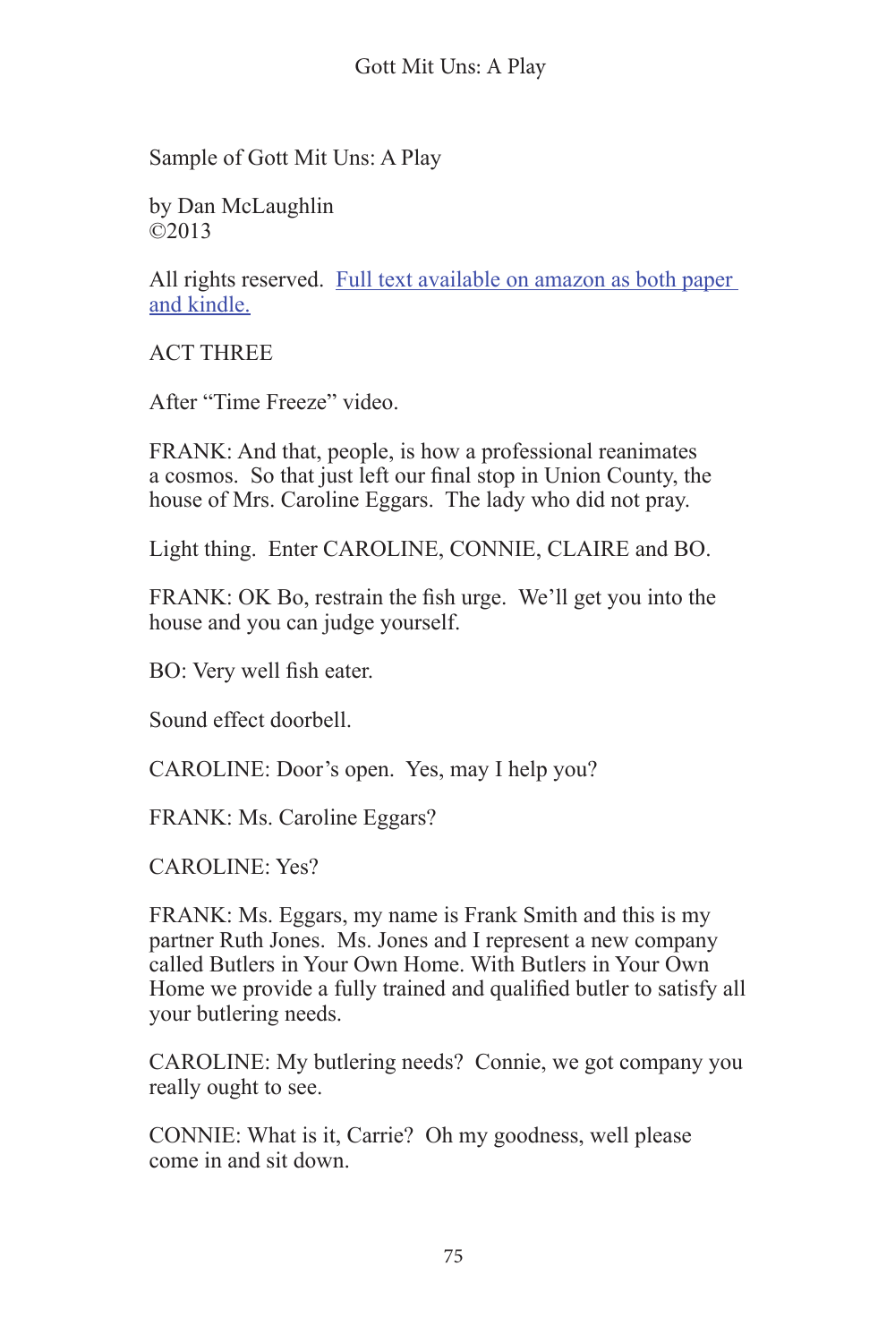Sample of Gott Mit Uns: A Play

by Dan McLaughlin
©2013

All rights reserved. [Full text available on amazon as both paper and kindle.]

ACT THREE

After "Time Freeze" video.

FRANK: And that, people, is how a professional reanimates a cosmos. So that just left our final stop in Union County, the house of Mrs. Caroline Eggars. The lady who did not pray.

Light thing. Enter CAROLINE, CONNIE, CLAIRE and BO.

FRANK: OK Bo, restrain the fish urge. We'll get you into the house and you can judge yourself.

BO: Very well fish eater.

Sound effect doorbell.

CAROLINE: Door's open. Yes, may I help you?

FRANK: Ms. Caroline Eggars?

CAROLINE: Yes?

FRANK: Ms. Eggars, my name is Frank Smith and this is my partner Ruth Jones. Ms. Jones and I represent a new company called Butlers in Your Own Home. With Butlers in Your Own Home we provide a fully trained and qualified butler to satisfy all your butlering needs.

CAROLINE: My butlering needs? Connie, we got company you really ought to see.

CONNIE: What is it, Carrie? Oh my goodness, well please come in and sit down.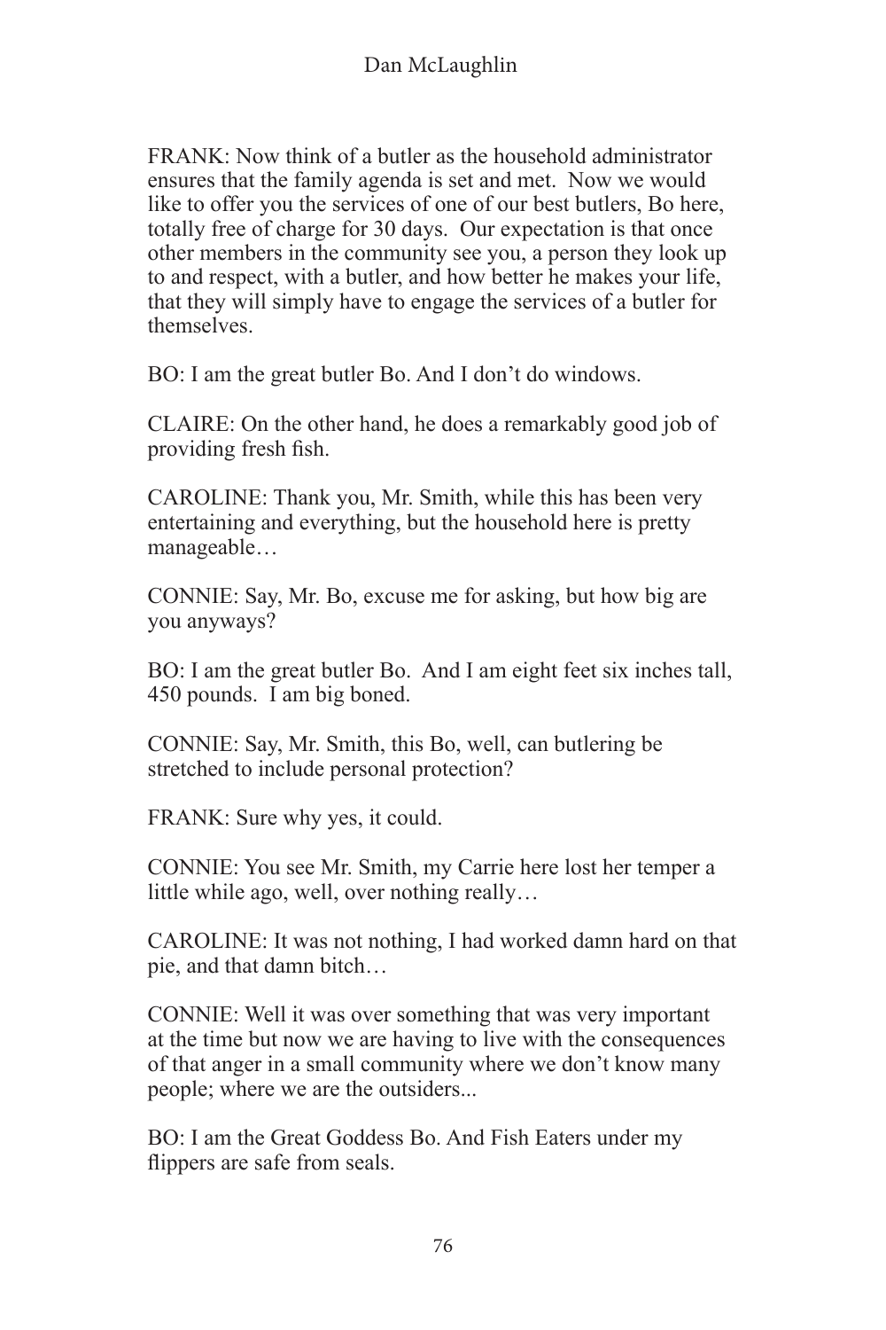FRANK: Now think of a butler as the household administrator ensures that the family agenda is set and met. Now we would like to offer you the services of one of our best butlers, Bo here, totally free of charge for 30 days. Our expectation is that once other members in the community see you, a person they look up to and respect, with a butler, and how better he makes your life, that they will simply have to engage the services of a butler for themselves.

BO: I am the great butler Bo. And I don't do windows.

CLAIRE: On the other hand, he does a remarkably good job of providing fresh fish.

CAROLINE: Thank you, Mr. Smith, while this has been very entertaining and everything, but the household here is pretty manageable…

CONNIE: Say, Mr. Bo, excuse me for asking, but how big are you anyways?

BO: I am the great butler Bo. And I am eight feet six inches tall, 450 pounds. I am big boned.

CONNIE: Say, Mr. Smith, this Bo, well, can butlering be stretched to include personal protection?

FRANK: Sure why yes, it could.

CONNIE: You see Mr. Smith, my Carrie here lost her temper a little while ago, well, over nothing really…

CAROLINE: It was not nothing, I had worked damn hard on that pie, and that damn bitch…

CONNIE: Well it was over something that was very important at the time but now we are having to live with the consequences of that anger in a small community where we don't know many people; where we are the outsiders...

BO: I am the Great Goddess Bo. And Fish Eaters under my flippers are safe from seals.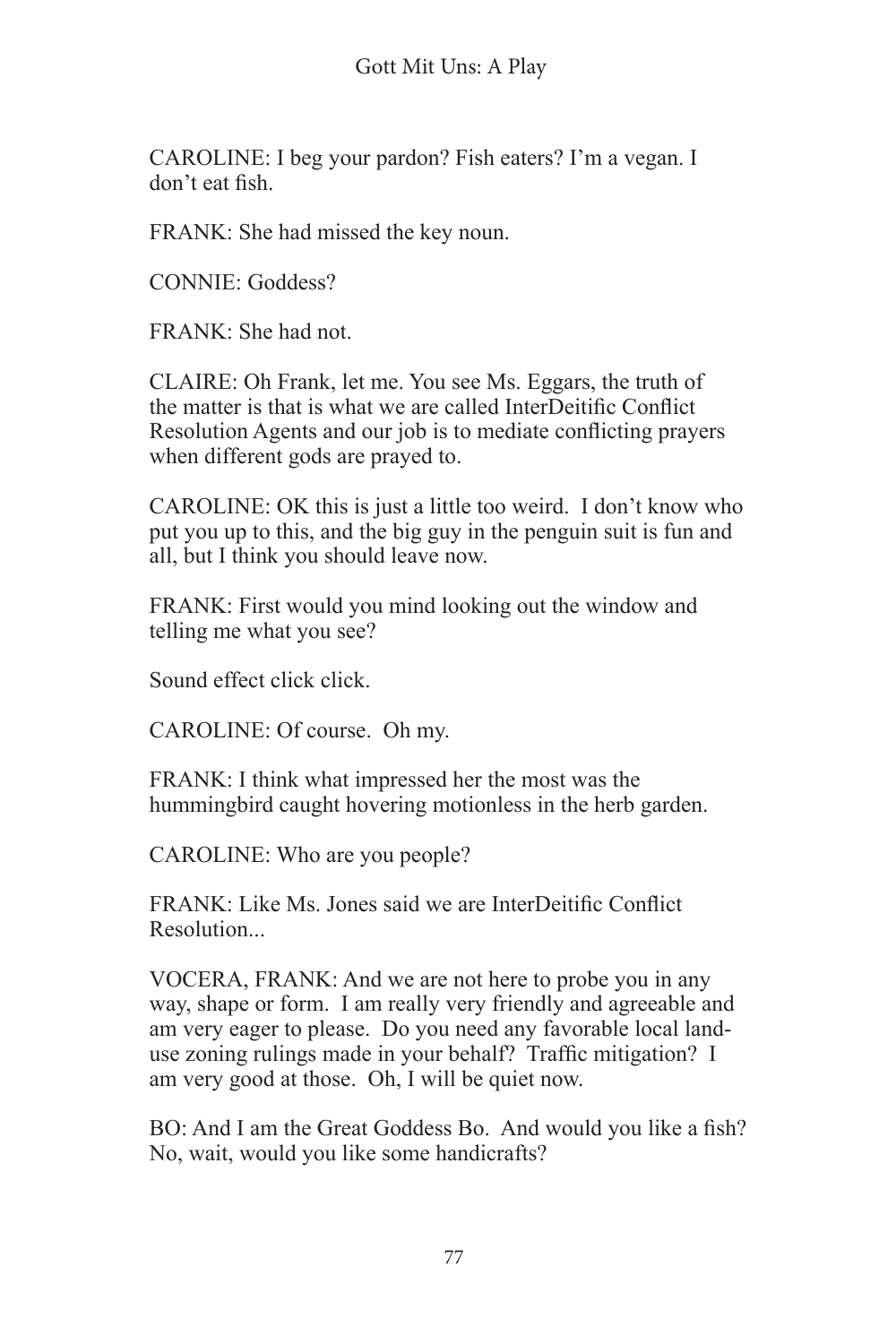CAROLINE: I beg your pardon? Fish eaters? I'm a vegan. I don't eat fish.

FRANK: She had missed the key noun.

CONNIE: Goddess?

FRANK: She had not.

CLAIRE: Oh Frank, let me. You see Ms. Eggars, the truth of the matter is that is what we are called InterDeitific Conflict Resolution Agents and our job is to mediate conflicting prayers when different gods are prayed to.

CAROLINE: OK this is just a little too weird. I don't know who put you up to this, and the big guy in the penguin suit is fun and all, but I think you should leave now.

FRANK: First would you mind looking out the window and telling me what you see?

Sound effect click click.

CAROLINE: Of course. Oh my.

FRANK: I think what impressed her the most was the hummingbird caught hovering motionless in the herb garden.

CAROLINE: Who are you people?

FRANK: Like Ms. Jones said we are InterDeitific Conflict Resolution...

VOCERA, FRANK: And we are not here to probe you in any way, shape or form. I am really very friendly and agreeable and am very eager to please. Do you need any favorable local land-use zoning rulings made in your behalf? Traffic mitigation? I am very good at those. Oh, I will be quiet now.

BO: And I am the Great Goddess Bo. And would you like a fish? No, wait, would you like some handicrafts?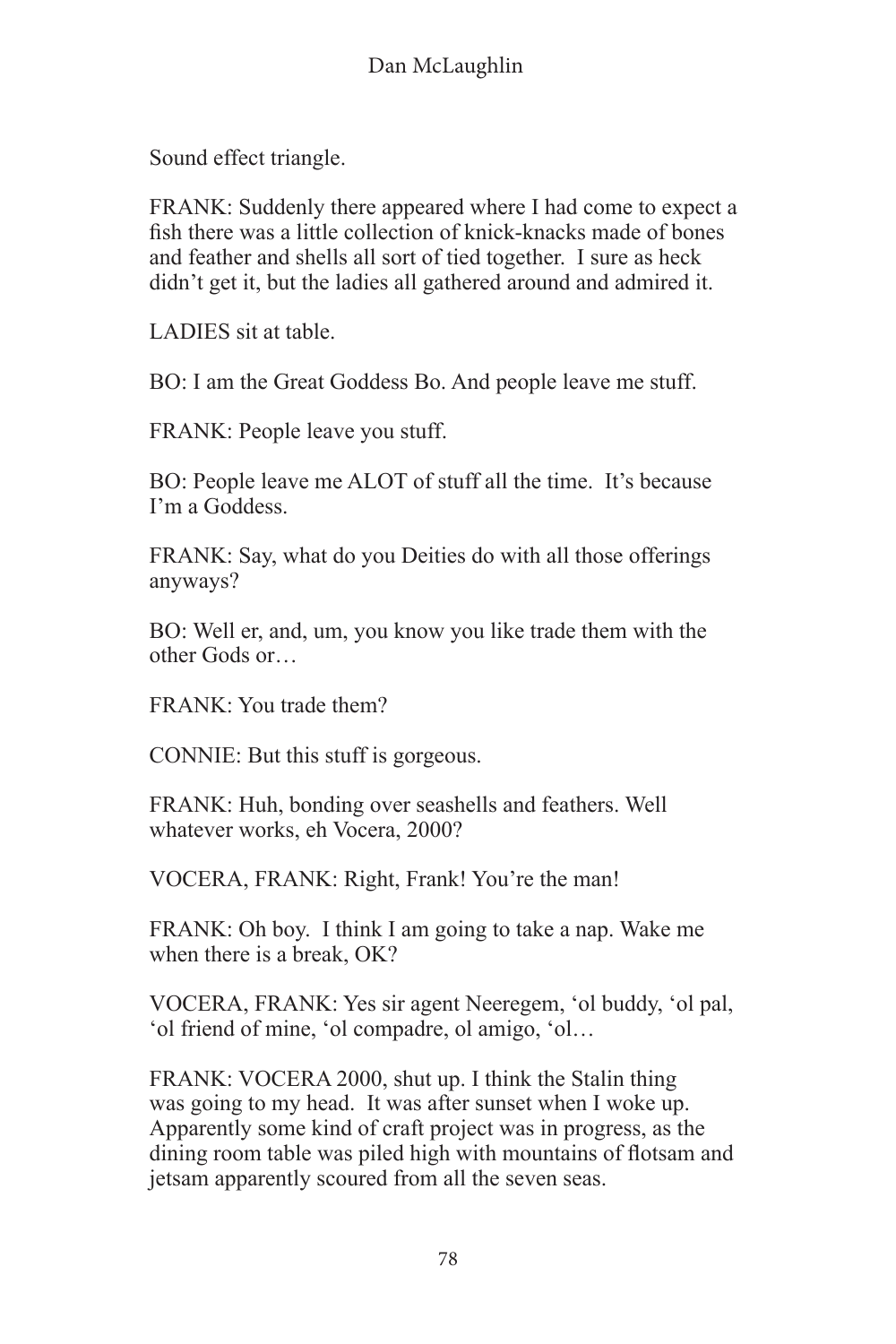Sound effect triangle.

FRANK: Suddenly there appeared where I had come to expect a fish there was a little collection of knick-knacks made of bones and feather and shells all sort of tied together. I sure as heck didn't get it, but the ladies all gathered around and admired it.

LADIES sit at table.

BO: I am the Great Goddess Bo. And people leave me stuff.

FRANK: People leave you stuff.

BO: People leave me ALOT of stuff all the time. It's because I'm a Goddess.

FRANK: Say, what do you Deities do with all those offerings anyways?

BO: Well er, and, um, you know you like trade them with the other Gods or…

FRANK: You trade them?

CONNIE: But this stuff is gorgeous.

FRANK: Huh, bonding over seashells and feathers. Well whatever works, eh Vocera, 2000?

VOCERA, FRANK: Right, Frank! You're the man!

FRANK: Oh boy. I think I am going to take a nap. Wake me when there is a break, OK?

VOCERA, FRANK: Yes sir agent Neeregem, 'ol buddy, 'ol pal, 'ol friend of mine, 'ol compadre, ol amigo, 'ol…

FRANK: VOCERA 2000, shut up. I think the Stalin thing was going to my head. It was after sunset when I woke up. Apparently some kind of craft project was in progress, as the dining room table was piled high with mountains of flotsam and jetsam apparently scoured from all the seven seas.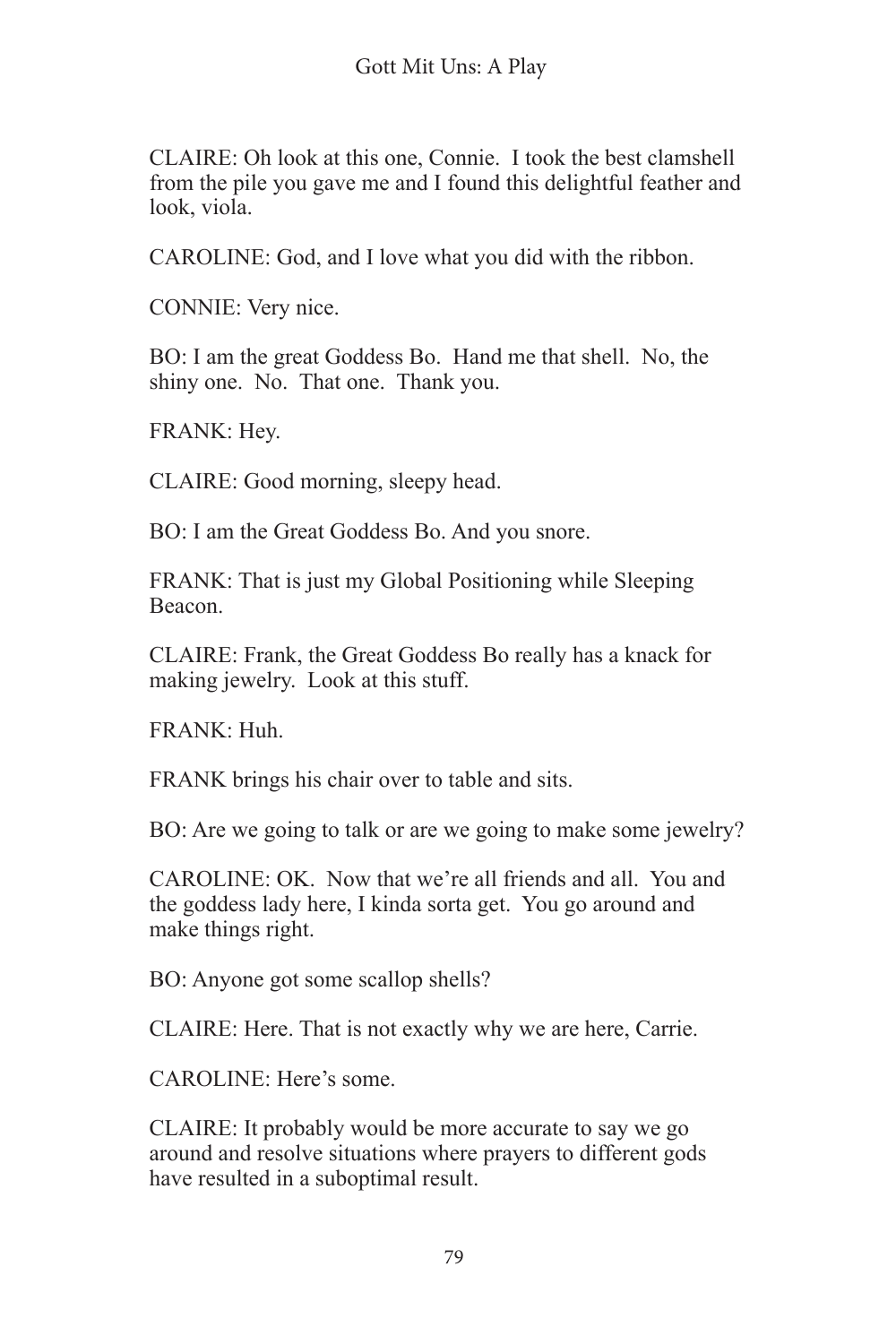CLAIRE: Oh look at this one, Connie. I took the best clamshell from the pile you gave me and I found this delightful feather and look, viola.

CAROLINE: God, and I love what you did with the ribbon.

CONNIE: Very nice.

BO: I am the great Goddess Bo. Hand me that shell. No, the shiny one. No. That one. Thank you.

FRANK: Hey.

CLAIRE: Good morning, sleepy head.

BO: I am the Great Goddess Bo. And you snore.

FRANK: That is just my Global Positioning while Sleeping Beacon.

CLAIRE: Frank, the Great Goddess Bo really has a knack for making jewelry. Look at this stuff.

FRANK: Huh.

FRANK brings his chair over to table and sits.

BO: Are we going to talk or are we going to make some jewelry?

CAROLINE: OK. Now that we're all friends and all. You and the goddess lady here, I kinda sorta get. You go around and make things right.

BO: Anyone got some scallop shells?

CLAIRE: Here. That is not exactly why we are here, Carrie.

CAROLINE: Here's some.

CLAIRE: It probably would be more accurate to say we go around and resolve situations where prayers to different gods have resulted in a suboptimal result.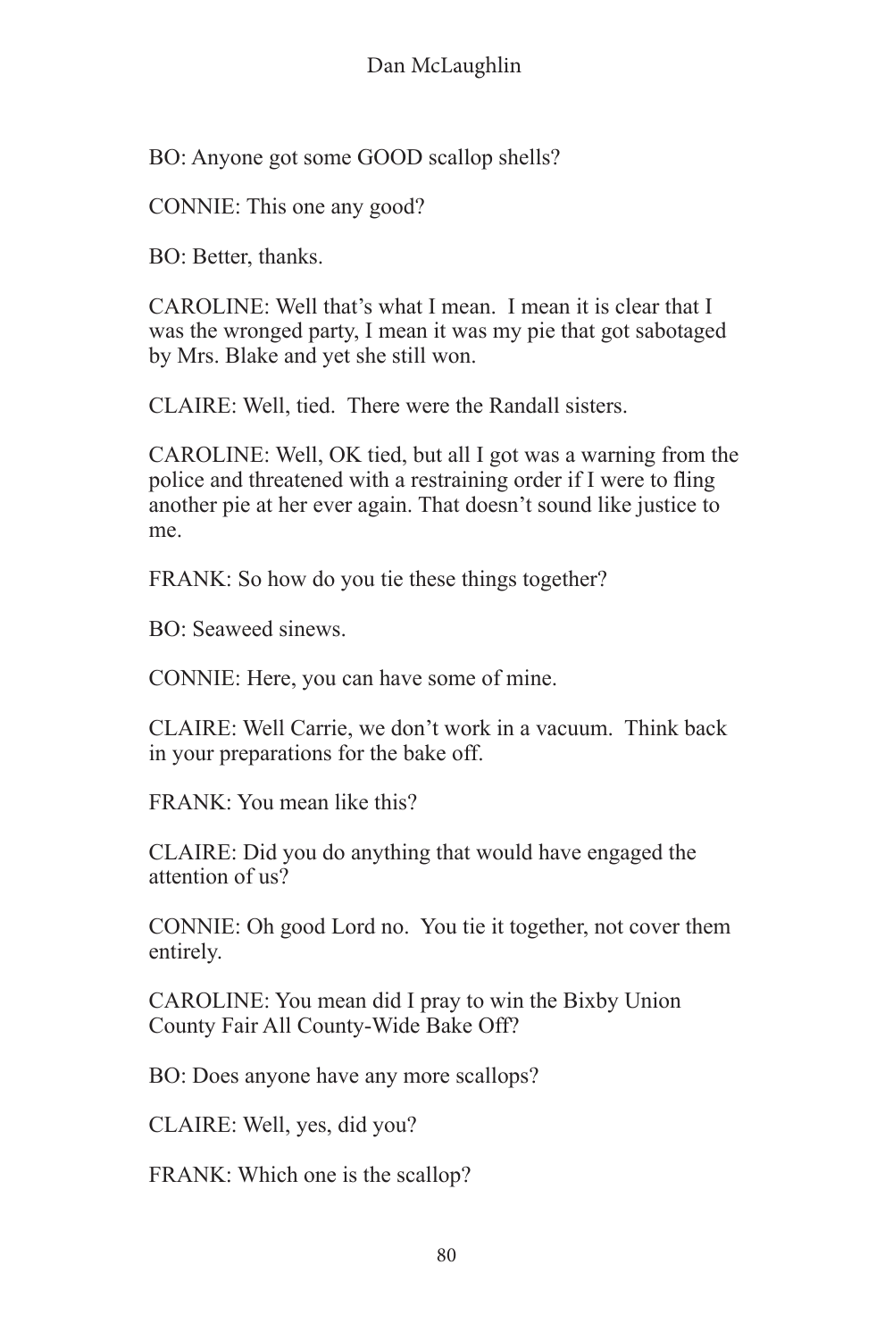BO: Anyone got some GOOD scallop shells?

CONNIE: This one any good?

BO: Better, thanks.

CAROLINE: Well that's what I mean.  I mean it is clear that I was the wronged party, I mean it was my pie that got sabotaged by Mrs. Blake and yet she still won.

CLAIRE: Well, tied.  There were the Randall sisters.

CAROLINE: Well, OK tied, but all I got was a warning from the police and threatened with a restraining order if I were to fling another pie at her ever again. That doesn't sound like justice to me.

FRANK: So how do you tie these things together?

BO: Seaweed sinews.

CONNIE: Here, you can have some of mine.

CLAIRE: Well Carrie, we don't work in a vacuum.  Think back in your preparations for the bake off.

FRANK: You mean like this?

CLAIRE: Did you do anything that would have engaged the attention of us?

CONNIE: Oh good Lord no.  You tie it together, not cover them entirely.

CAROLINE: You mean did I pray to win the Bixby Union County Fair All County-Wide Bake Off?

BO: Does anyone have any more scallops?

CLAIRE: Well, yes, did you?

FRANK: Which one is the scallop?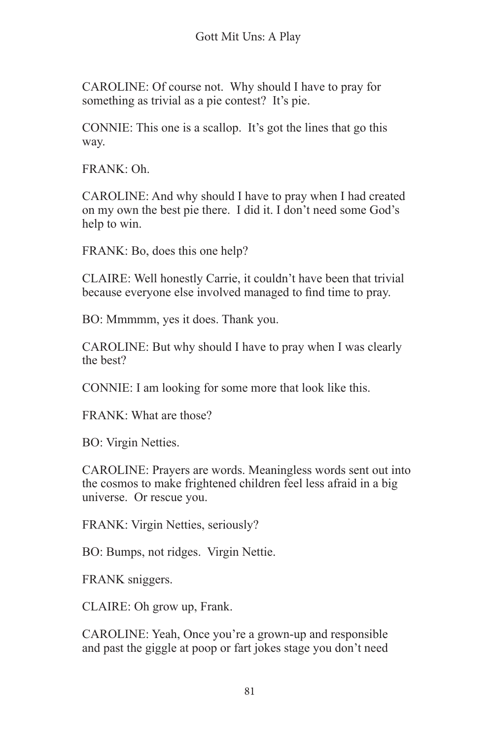CAROLINE: Of course not. Why should I have to pray for something as trivial as a pie contest? It's pie.

CONNIE: This one is a scallop. It's got the lines that go this way.

FRANK: Oh.

CAROLINE: And why should I have to pray when I had created on my own the best pie there. I did it. I don't need some God's help to win.

FRANK: Bo, does this one help?

CLAIRE: Well honestly Carrie, it couldn't have been that trivial because everyone else involved managed to find time to pray.

BO: Mmmmm, yes it does. Thank you.

CAROLINE: But why should I have to pray when I was clearly the best?

CONNIE: I am looking for some more that look like this.

FRANK: What are those?

BO: Virgin Netties.

CAROLINE: Prayers are words. Meaningless words sent out into the cosmos to make frightened children feel less afraid in a big universe. Or rescue you.

FRANK: Virgin Netties, seriously?

BO: Bumps, not ridges. Virgin Nettie.

FRANK sniggers.

CLAIRE: Oh grow up, Frank.

CAROLINE: Yeah, Once you're a grown-up and responsible and past the giggle at poop or fart jokes stage you don't need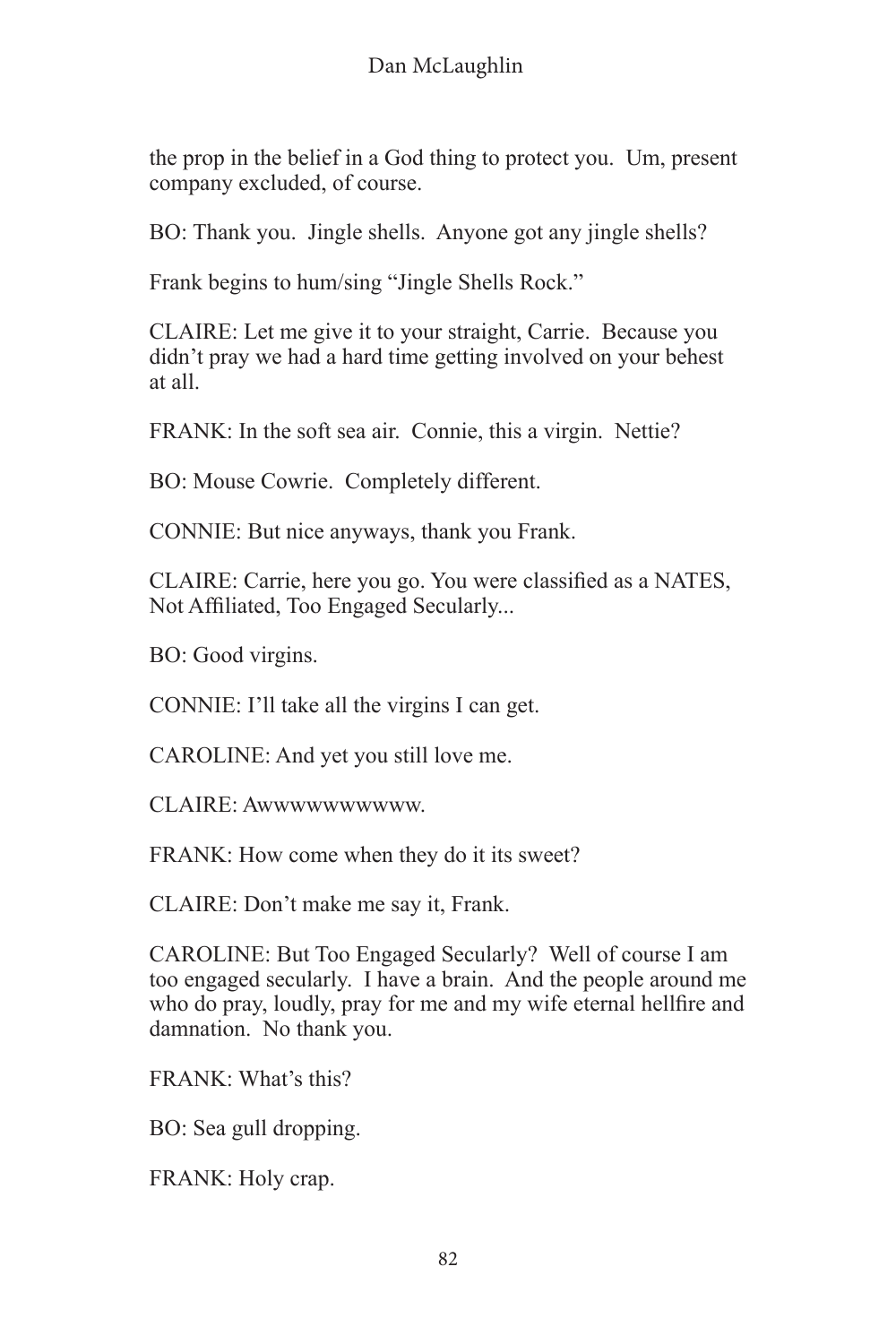the prop in the belief in a God thing to protect you. Um, present company excluded, of course.

BO: Thank you. Jingle shells. Anyone got any jingle shells?

Frank begins to hum/sing "Jingle Shells Rock."

CLAIRE: Let me give it to your straight, Carrie. Because you didn't pray we had a hard time getting involved on your behest at all.

FRANK: In the soft sea air. Connie, this a virgin. Nettie?

BO: Mouse Cowrie. Completely different.

CONNIE: But nice anyways, thank you Frank.

CLAIRE: Carrie, here you go. You were classified as a NATES, Not Affiliated, Too Engaged Secularly...

BO: Good virgins.

CONNIE: I'll take all the virgins I can get.

CAROLINE: And yet you still love me.

CLAIRE: Awwwwwwwwww.

FRANK: How come when they do it its sweet?

CLAIRE: Don't make me say it, Frank.

CAROLINE: But Too Engaged Secularly? Well of course I am too engaged secularly. I have a brain. And the people around me who do pray, loudly, pray for me and my wife eternal hellfire and damnation. No thank you.

FRANK: What's this?

BO: Sea gull dropping.

FRANK: Holy crap.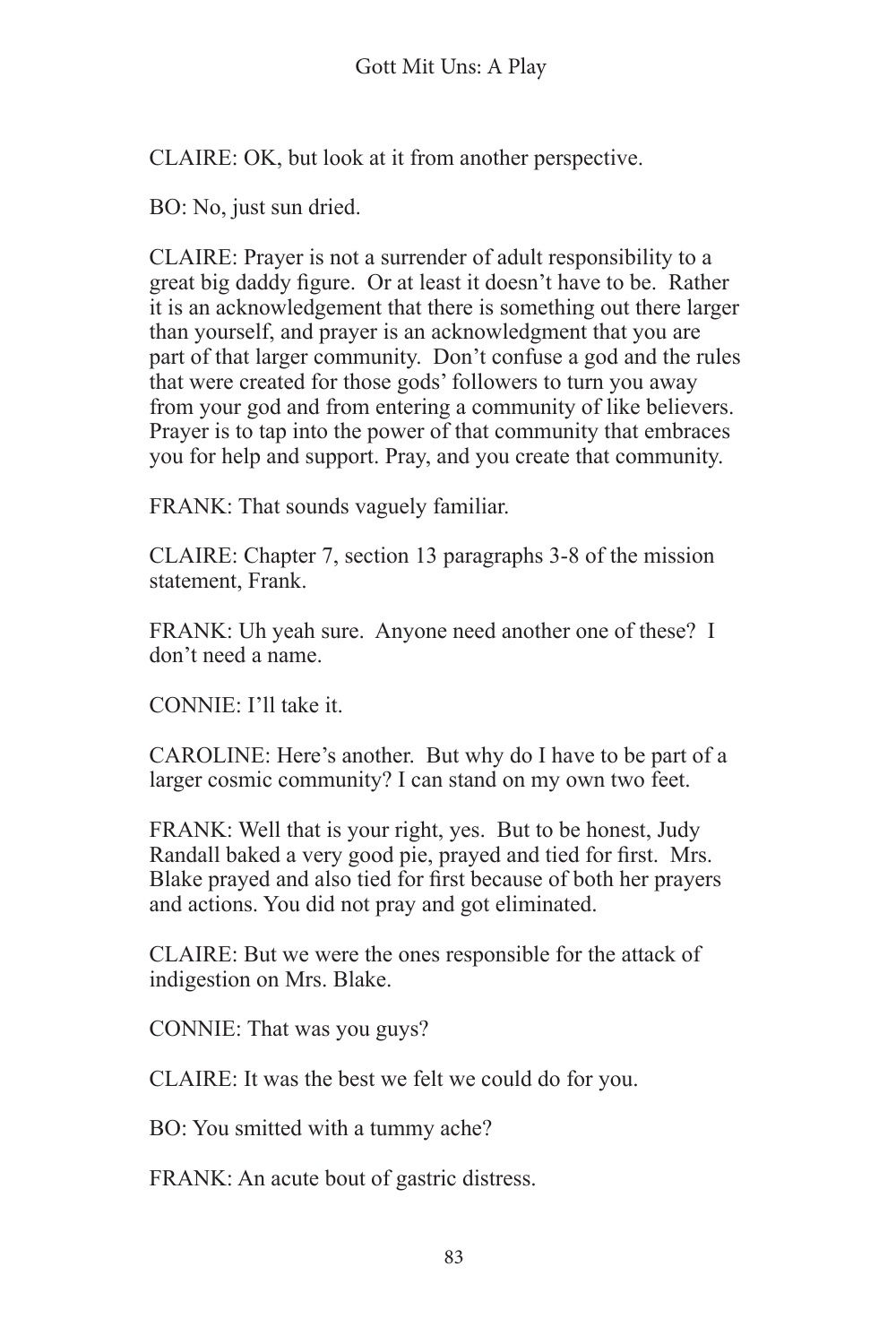CLAIRE: OK, but look at it from another perspective.

BO: No, just sun dried.

CLAIRE: Prayer is not a surrender of adult responsibility to a great big daddy figure. Or at least it doesn't have to be. Rather it is an acknowledgement that there is something out there larger than yourself, and prayer is an acknowledgment that you are part of that larger community. Don't confuse a god and the rules that were created for those gods' followers to turn you away from your god and from entering a community of like believers. Prayer is to tap into the power of that community that embraces you for help and support. Pray, and you create that community.

FRANK: That sounds vaguely familiar.

CLAIRE: Chapter 7, section 13 paragraphs 3-8 of the mission statement, Frank.

FRANK: Uh yeah sure. Anyone need another one of these? I don't need a name.

CONNIE: I'll take it.

CAROLINE: Here's another. But why do I have to be part of a larger cosmic community? I can stand on my own two feet.

FRANK: Well that is your right, yes. But to be honest, Judy Randall baked a very good pie, prayed and tied for first. Mrs. Blake prayed and also tied for first because of both her prayers and actions. You did not pray and got eliminated.

CLAIRE: But we were the ones responsible for the attack of indigestion on Mrs. Blake.

CONNIE: That was you guys?

CLAIRE: It was the best we felt we could do for you.

BO: You smitted with a tummy ache?

FRANK: An acute bout of gastric distress.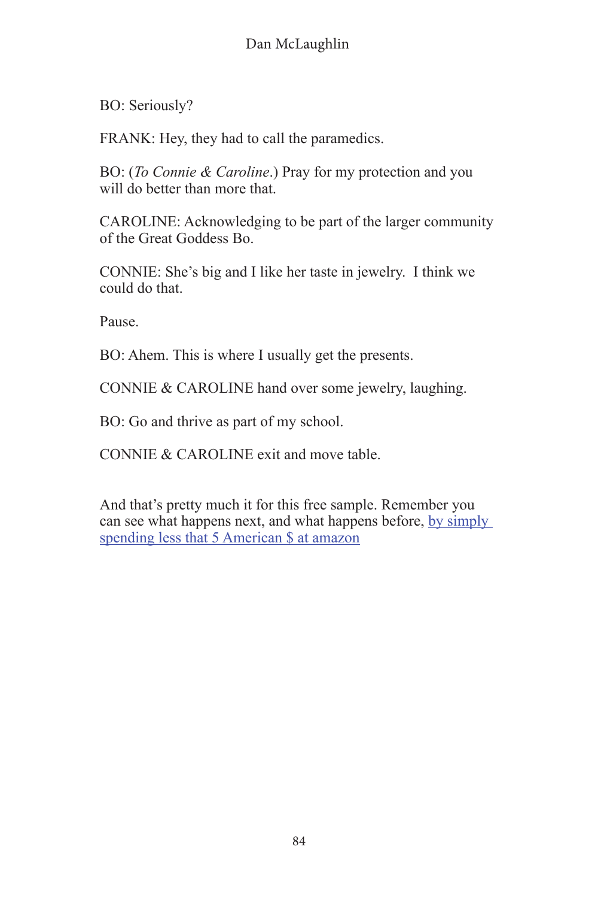BO: Seriously?

FRANK: Hey, they had to call the paramedics.

BO: (*To Connie & Caroline*.) Pray for my protection and you will do better than more that.

CAROLINE: Acknowledging to be part of the larger community of the Great Goddess Bo.

CONNIE: She's big and I like her taste in jewelry. I think we could do that.

Pause.

BO: Ahem. This is where I usually get the presents.

CONNIE & CAROLINE hand over some jewelry, laughing.

BO: Go and thrive as part of my school.

CONNIE & CAROLINE exit and move table.

And that's pretty much it for this free sample. Remember you can see what happens next, and what happens before, [by simply spending less that 5 American $ at amazon]